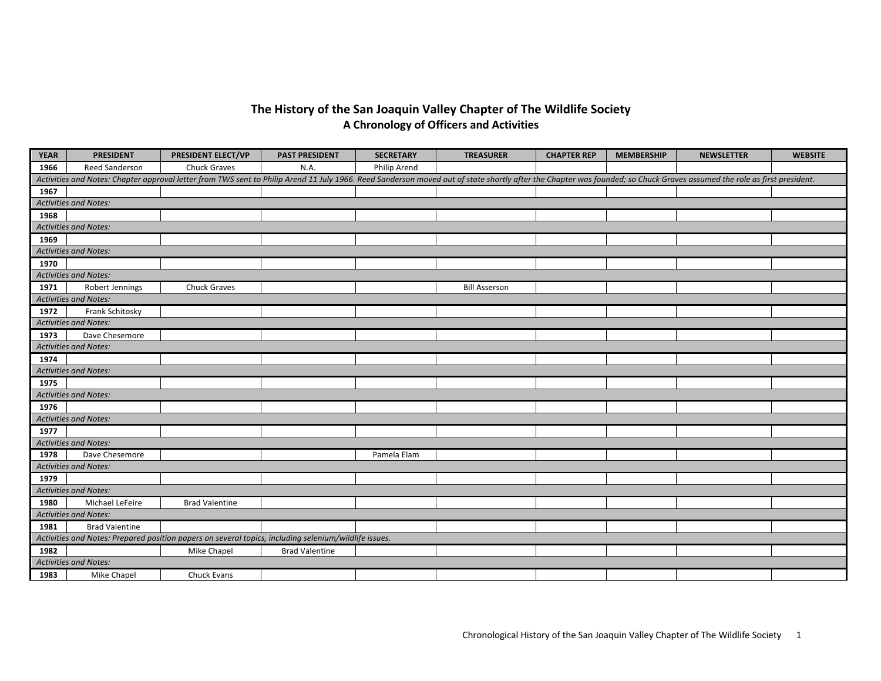# The History of the San Joaquin Valley Chapter of The Wildlife Society

## A Chronology of Officers and Activities

| YEAR | PRESIDENT | PRESIDENT ELECT/VP | PAST PRESIDENT | SECRETARY | TREASURER | CHAPTER REP | MEMBERSHIP | NEWSLETTER | WEBSITE |
|---|---|---|---|---|---|---|---|---|---|
| 1966 | Reed Sanderson | Chuck Graves | N.A. | Philip Arend | | | | | |
| *Activities and Notes: Chapter approval letter from TWS sent to Philip Arend 11 July 1966. Reed Sanderson moved out of state shortly after the Chapter was founded; so Chuck Graves assumed the role as first president.* | | | | | | | | | |
| 1967 | | | | | | | | | |
| *Activities and Notes:* | | | | | | | | | |
| 1968 | | | | | | | | | |
| *Activities and Notes:* | | | | | | | | | |
| 1969 | | | | | | | | | |
| *Activities and Notes:* | | | | | | | | | |
| 1970 | | | | | | | | | |
| *Activities and Notes:* | | | | | | | | | |
| 1971 | Robert Jennings | Chuck Graves | | | Bill Asserson | | | | |
| *Activities and Notes:* | | | | | | | | | |
| 1972 | Frank Schitosky | | | | | | | | |
| *Activities and Notes:* | | | | | | | | | |
| 1973 | Dave Chesemore | | | | | | | | |
| *Activities and Notes:* | | | | | | | | | |
| 1974 | | | | | | | | | |
| *Activities and Notes:* | | | | | | | | | |
| 1975 | | | | | | | | | |
| *Activities and Notes:* | | | | | | | | | |
| 1976 | | | | | | | | | |
| *Activities and Notes:* | | | | | | | | | |
| 1977 | | | | | | | | | |
| *Activities and Notes:* | | | | | | | | | |
| 1978 | Dave Chesemore | | | Pamela Elam | | | | | |
| *Activities and Notes:* | | | | | | | | | |
| 1979 | | | | | | | | | |
| *Activities and Notes:* | | | | | | | | | |
| 1980 | Michael LeFeire | Brad Valentine | | | | | | | |
| *Activities and Notes:* | | | | | | | | | |
| 1981 | Brad Valentine | | | | | | | | |
| *Activities and Notes: Prepared position papers on several topics, including selenium/wildlife issues.* | | | | | | | | | |
| 1982 | | Mike Chapel | Brad Valentine | | | | | | |
| *Activities and Notes:* | | | | | | | | | |
| 1983 | Mike Chapel | Chuck Evans | | | | | | | |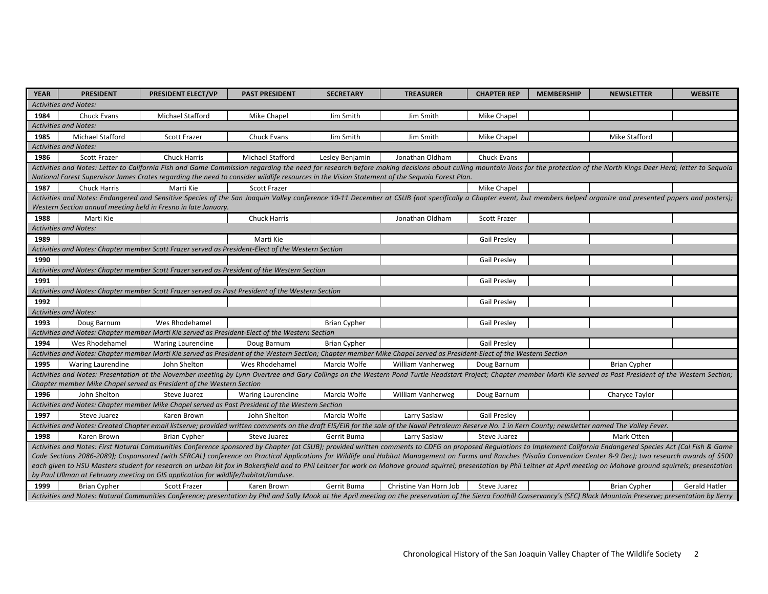| YEAR | PRESIDENT | PRESIDENT ELECT/VP | PAST PRESIDENT | SECRETARY | TREASURER | CHAPTER REP | MEMBERSHIP | NEWSLETTER | WEBSITE |
|---|---|---|---|---|---|---|---|---|---|
| *Activities and Notes:* | | | | | | | | | |
| 1984 | Chuck Evans | Michael Stafford | Mike Chapel | Jim Smith | Jim Smith | Mike Chapel | | | |
| *Activities and Notes:* | | | | | | | | | |
| 1985 | Michael Stafford | Scott Frazer | Chuck Evans | Jim Smith | Jim Smith | Mike Chapel | | Mike Stafford | |
| *Activities and Notes:* | | | | | | | | | |
| 1986 | Scott Frazer | Chuck Harris | Michael Stafford | Lesley Benjamin | Jonathan Oldham | Chuck Evans | | | |
| *Activities and Notes: Letter to California Fish and Game Commission regarding the need for research before making decisions about culling mountain lions for the protection of the North Kings Deer Herd; letter to Sequoia National Forest Supervisor James Crates regarding the need to consider wildlife resources in the Vision Statement of the Sequoia Forest Plan.* | | | | | | | | | |
| 1987 | Chuck Harris | Marti Kie | Scott Frazer | | | Mike Chapel | | | |
| *Activities and Notes: Endangered and Sensitive Species of the San Joaquin Valley conference 10-11 December at CSUB (not specifically a Chapter event, but members helped organize and presented papers and posters); Western Section annual meeting held in Fresno in late January.* | | | | | | | | | |
| 1988 | Marti Kie | | Chuck Harris | | Jonathan Oldham | Scott Frazer | | | |
| *Activities and Notes:* | | | | | | | | | |
| 1989 | | | Marti Kie | | | Gail Presley | | | |
| *Activities and Notes: Chapter member Scott Frazer served as President-Elect of the Western Section* | | | | | | | | | |
| 1990 | | | | | | Gail Presley | | | |
| *Activities and Notes: Chapter member Scott Frazer served as President of the Western Section* | | | | | | | | | |
| 1991 | | | | | | Gail Presley | | | |
| *Activities and Notes: Chapter member Scott Frazer served as Past President of the Western Section* | | | | | | | | | |
| 1992 | | | | | | Gail Presley | | | |
| *Activities and Notes:* | | | | | | | | | |
| 1993 | Doug Barnum | Wes Rhodehamel | | Brian Cypher | | Gail Presley | | | |
| *Activities and Notes: Chapter member Marti Kie served as President-Elect of the Western Section* | | | | | | | | | |
| 1994 | Wes Rhodehamel | Waring Laurendine | Doug Barnum | Brian Cypher | | Gail Presley | | | |
| *Activities and Notes: Chapter member Marti Kie served as President of the Western Section; Chapter member Mike Chapel served as President-Elect of the Western Section* | | | | | | | | | |
| 1995 | Waring Laurendine | John Shelton | Wes Rhodehamel | Marcia Wolfe | William Vanherweg | Doug Barnum | | Brian Cypher | |
| *Activities and Notes: Presentation at the November meeting by Lynn Overtree and Gary Collings on the Western Pond Turtle Headstart Project; Chapter member Marti Kie served as Past President of the Western Section; Chapter member Mike Chapel served as President of the Western Section* | | | | | | | | | |
| 1996 | John Shelton | Steve Juarez | Waring Laurendine | Marcia Wolfe | William Vanherweg | Doug Barnum | | Charyce Taylor | |
| *Activities and Notes: Chapter member Mike Chapel served as Past President of the Western Section* | | | | | | | | | |
| 1997 | Steve Juarez | Karen Brown | John Shelton | Marcia Wolfe | Larry Saslaw | Gail Presley | | | |
| *Activities and Notes: Created Chapter email listserve; provided written comments on the draft EIS/EIR for the sale of the Naval Petroleum Reserve No. 1 in Kern County; newsletter named The Valley Fever.* | | | | | | | | | |
| 1998 | Karen Brown | Brian Cypher | Steve Juarez | Gerrit Buma | Larry Saslaw | Steve Juarez | | Mark Otten | |
| *Activities and Notes: First Natural Communities Conference sponsored by Chapter (at CSUB); provided written comments to CDFG on proposed Regulations to Implement California Endangered Species Act (Cal Fish & Game Code Sections 2086-2089); Cosponsored (with SERCAL) conference on Practical Applications for Wildlife and Habitat Management on Farms and Ranches (Visalia Convention Center 8-9 Dec); two research awards of $500 each given to HSU Masters student for research on urban kit fox in Bakersfield and to Phil Leitner for work on Mohave ground squirrel; presentation by Phil Leitner at April meeting on Mohave ground squirrels; presentation by Paul Ullman at February meeting on GIS application for wildlife/habitat/landuse.* | | | | | | | | | |
| 1999 | Brian Cypher | Scott Frazer | Karen Brown | Gerrit Buma | Christine Van Horn Job | Steve Juarez | | Brian Cypher | Gerald Hatler |
| *Activities and Notes: Natural Communities Conference; presentation by Phil and Sally Mook at the April meeting on the preservation of the Sierra Foothill Conservancy's (SFC) Black Mountain Preserve; presentation by Kerry* | | | | | | | | | |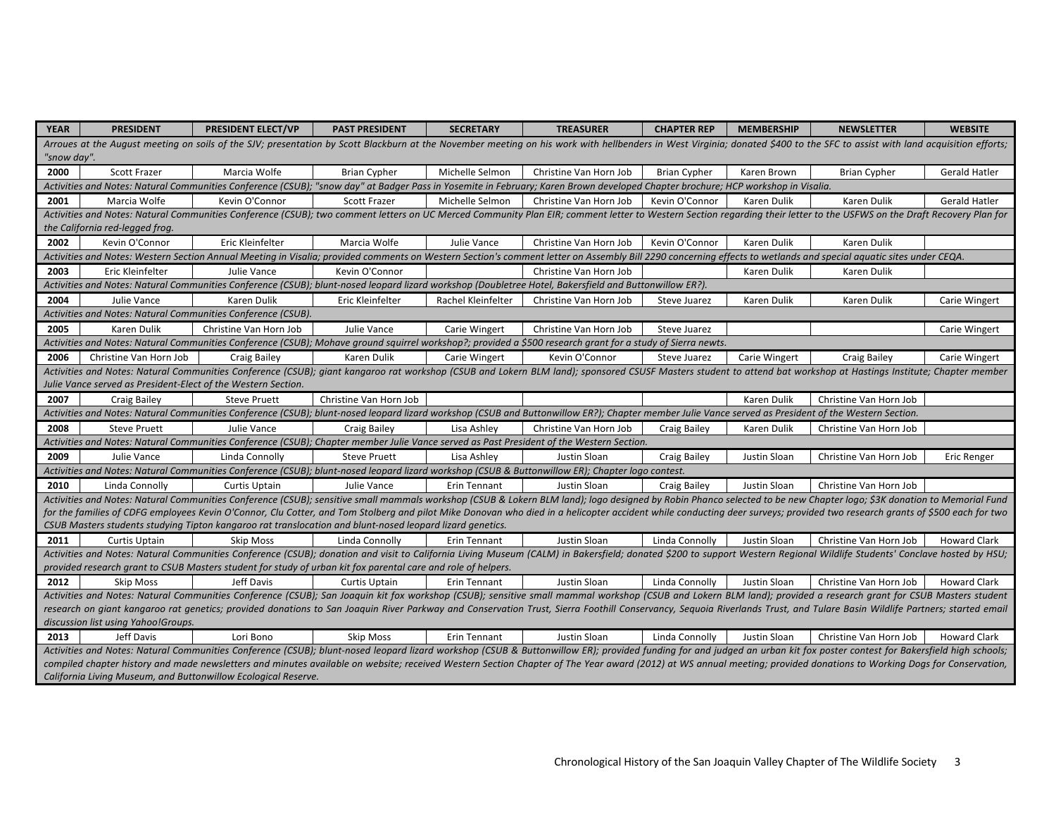| YEAR | PRESIDENT | PRESIDENT ELECT/VP | PAST PRESIDENT | SECRETARY | TREASURER | CHAPTER REP | MEMBERSHIP | NEWSLETTER | WEBSITE |
|---|---|---|---|---|---|---|---|---|---|
| *Arroues at the August meeting on soils of the SJV; presentation by Scott Blackburn at the November meeting on his work with hellbenders in West Virginia; donated $400 to the SFC to assist with land acquisition efforts; "snow day".* | | | | | | | | | |
| 2000 | Scott Frazer | Marcia Wolfe | Brian Cypher | Michelle Selmon | Christine Van Horn Job | Brian Cypher | Karen Brown | Brian Cypher | Gerald Hatler |
| *Activities and Notes: Natural Communities Conference (CSUB); "snow day" at Badger Pass in Yosemite in February; Karen Brown developed Chapter brochure; HCP workshop in Visalia.* | | | | | | | | | |
| 2001 | Marcia Wolfe | Kevin O'Connor | Scott Frazer | Michelle Selmon | Christine Van Horn Job | Kevin O'Connor | Karen Dulik | Karen Dulik | Gerald Hatler |
| *Activities and Notes: Natural Communities Conference (CSUB); two comment letters on UC Merced Community Plan EIR; comment letter to Western Section regarding their letter to the USFWS on the Draft Recovery Plan for the California red-legged frog.* | | | | | | | | | |
| 2002 | Kevin O'Connor | Eric Kleinfelter | Marcia Wolfe | Julie Vance | Christine Van Horn Job | Kevin O'Connor | Karen Dulik | Karen Dulik | |
| *Activities and Notes: Western Section Annual Meeting in Visalia; provided comments on Western Section's comment letter on Assembly Bill 2290 concerning effects to wetlands and special aquatic sites under CEQA.* | | | | | | | | | |
| 2003 | Eric Kleinfelter | Julie Vance | Kevin O'Connor | | Christine Van Horn Job | | Karen Dulik | Karen Dulik | |
| *Activities and Notes: Natural Communities Conference (CSUB); blunt-nosed leopard lizard workshop (Doubletree Hotel, Bakersfield and Buttonwillow ER?).* | | | | | | | | | |
| 2004 | Julie Vance | Karen Dulik | Eric Kleinfelter | Rachel Kleinfelter | Christine Van Horn Job | Steve Juarez | Karen Dulik | Karen Dulik | Carie Wingert |
| *Activities and Notes: Natural Communities Conference (CSUB).* | | | | | | | | | |
| 2005 | Karen Dulik | Christine Van Horn Job | Julie Vance | Carie Wingert | Christine Van Horn Job | Steve Juarez | | | Carie Wingert |
| *Activities and Notes: Natural Communities Conference (CSUB); Mohave ground squirrel workshop?; provided a $500 research grant for a study of Sierra newts.* | | | | | | | | | |
| 2006 | Christine Van Horn Job | Craig Bailey | Karen Dulik | Carie Wingert | Kevin O'Connor | Steve Juarez | Carie Wingert | Craig Bailey | Carie Wingert |
| *Activities and Notes: Natural Communities Conference (CSUB); giant kangaroo rat workshop (CSUB and Lokern BLM land); sponsored CSUSF Masters student to attend bat workshop at Hastings Institute; Chapter member Julie Vance served as President-Elect of the Western Section.* | | | | | | | | | |
| 2007 | Craig Bailey | Steve Pruett | Christine Van Horn Job | | | | Karen Dulik | Christine Van Horn Job | |
| *Activities and Notes: Natural Communities Conference (CSUB); blunt-nosed leopard lizard workshop (CSUB and Buttonwillow ER?); Chapter member Julie Vance served as President of the Western Section.* | | | | | | | | | |
| 2008 | Steve Pruett | Julie Vance | Craig Bailey | Lisa Ashley | Christine Van Horn Job | Craig Bailey | Karen Dulik | Christine Van Horn Job | |
| *Activities and Notes: Natural Communities Conference (CSUB); Chapter member Julie Vance served as Past President of the Western Section.* | | | | | | | | | |
| 2009 | Julie Vance | Linda Connolly | Steve Pruett | Lisa Ashley | Justin Sloan | Craig Bailey | Justin Sloan | Christine Van Horn Job | Eric Renger |
| *Activities and Notes: Natural Communities Conference (CSUB); blunt-nosed leopard lizard workshop (CSUB & Buttonwillow ER); Chapter logo contest.* | | | | | | | | | |
| 2010 | Linda Connolly | Curtis Uptain | Julie Vance | Erin Tennant | Justin Sloan | Craig Bailey | Justin Sloan | Christine Van Horn Job | |
| *Activities and Notes: Natural Communities Conference (CSUB); sensitive small mammals workshop (CSUB & Lokern BLM land); logo designed by Robin Phanco selected to be the new Chapter logo; $3K donation to Memorial Fund for the families of CDFG employees Kevin O'Connor, Clu Cotter, and Tom Stolberg and pilot Mike Donovan who died in a helicopter accident while conducting deer surveys; provided two research grants of $500 each for two CSUB Masters students studying Tipton kangaroo rat translocation and blunt-nosed leopard lizard genetics.* | | | | | | | | | |
| 2011 | Curtis Uptain | Skip Moss | Linda Connolly | Erin Tennant | Justin Sloan | Linda Connolly | Justin Sloan | Christine Van Horn Job | Howard Clark |
| *Activities and Notes: Natural Communities Conference (CSUB); donation and visit to California Living Museum (CALM) in Bakersfield; donated $200 to support Western Regional Wildlife Students' Conclave hosted by HSU; provided research grant to CSUB Masters student for study of urban kit fox parental care and role of helpers.* | | | | | | | | | |
| 2012 | Skip Moss | Jeff Davis | Curtis Uptain | Erin Tennant | Justin Sloan | Linda Connolly | Justin Sloan | Christine Van Horn Job | Howard Clark |
| *Activities and Notes: Natural Communities Conference (CSUB); San Joaquin kit fox workshop (CSUB); sensitive small mammal workshop (CSUB and Lokern BLM land); provided a research grant for CSUB Masters student research on giant kangaroo rat genetics; provided donations to San Joaquin River Parkway and Conservation Trust, Sierra Foothill Conservancy, Sequoia Riverlands Trust, and Tulare Basin Wildlife Partners; started email discussion list using Yahoo!Groups.* | | | | | | | | | |
| 2013 | Jeff Davis | Lori Bono | Skip Moss | Erin Tennant | Justin Sloan | Linda Connolly | Justin Sloan | Christine Van Horn Job | Howard Clark |
| *Activities and Notes: Natural Communities Conference (CSUB); blunt-nosed leopard lizard workshop (CSUB & Buttonwillow ER); provided funding for and judged an urban kit fox poster contest for Bakersfield high schools; compiled chapter history and made newsletters and minutes available on website; received Western Section Chapter of The Year award (2012) at WS annual meeting; provided donations to Working Dogs for Conservation, California Living Museum, and Buttonwillow Ecological Reserve.* | | | | | | | | | |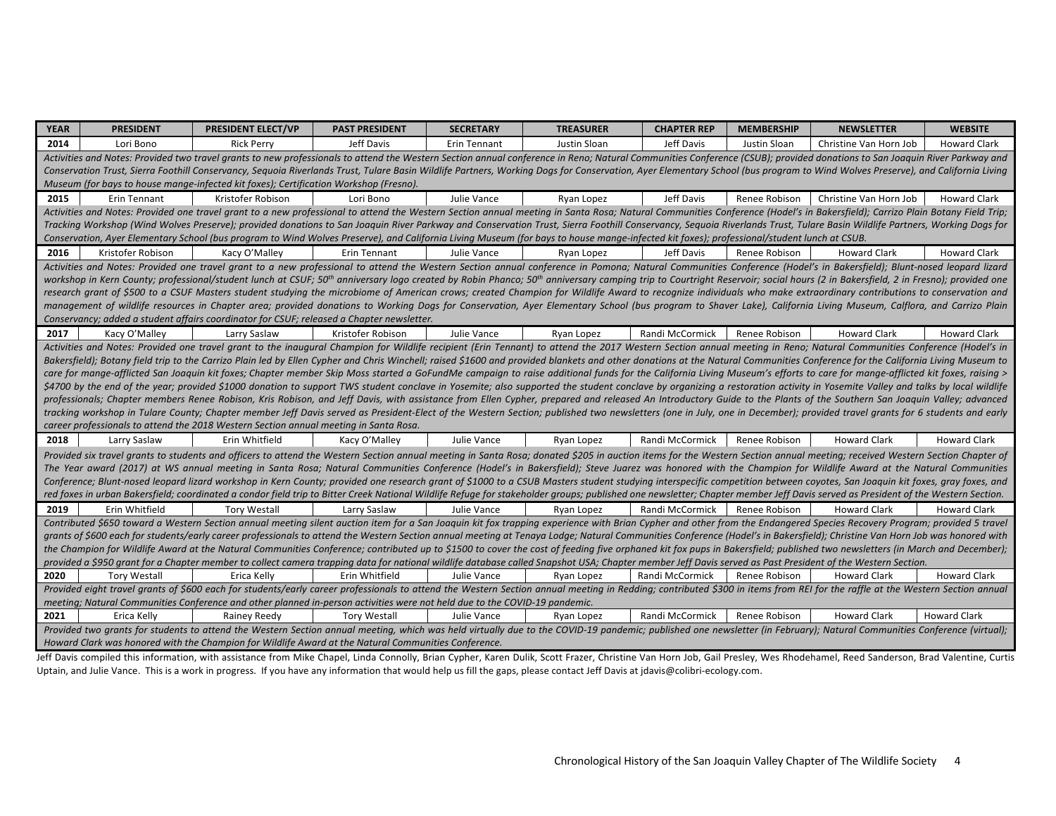| YEAR | PRESIDENT | PRESIDENT ELECT/VP | PAST PRESIDENT | SECRETARY | TREASURER | CHAPTER REP | MEMBERSHIP | NEWSLETTER | WEBSITE |
|---|---|---|---|---|---|---|---|---|---|
| 2014 | Lori Bono | Rick Perry | Jeff Davis | Erin Tennant | Justin Sloan | Jeff Davis | Justin Sloan | Christine Van Horn Job | Howard Clark |
| *Activities and Notes: Provided two travel grants to new professionals to attend the Western Section annual conference in Reno; Natural Communities Conference (CSUB); provided donations to San Joaquin River Parkway and Conservation Trust, Sierra Foothill Conservancy, Sequoia Riverlands Trust, Tulare Basin Wildlife Partners, Working Dogs for Conservation, Ayer Elementary School (bus program to Wind Wolves Preserve), and California Living Museum (for bays to house mange-infected kit foxes); Certification Workshop (Fresno).* | | | | | | | | | |
| 2015 | Erin Tennant | Kristofer Robison | Lori Bono | Julie Vance | Ryan Lopez | Jeff Davis | Renee Robison | Christine Van Horn Job | Howard Clark |
| *Activities and Notes: Provided one travel grant to a new professional to attend the Western Section annual meeting in Santa Rosa; Natural Communities Conference (Hodel's in Bakersfield); Carrizo Plain Botany Field Trip; Tracking Workshop (Wind Wolves Preserve); provided donations to San Joaquin River Parkway and Conservation Trust, Sierra Foothill Conservancy, Sequoia Riverlands Trust, Tulare Basin Wildlife Partners, Working Dogs for Conservation, Ayer Elementary School (bus program to Wind Wolves Preserve), and California Living Museum (for bays to house mange-infected kit foxes); professional/student lunch at CSUB.* | | | | | | | | | |
| 2016 | Kristofer Robison | Kacy O'Malley | Erin Tennant | Julie Vance | Ryan Lopez | Jeff Davis | Renee Robison | Howard Clark | Howard Clark |
| *Activities and Notes: Provided one travel grant to a new professional to attend the Western Section annual conference in Pomona; Natural Communities Conference (Hodel's in Bakersfield); Blunt-nosed leopard lizard workshop in Kern County; professional/student lunch at CSUF; 50th anniversary logo created by Robin Phanco; 50th anniversary camping trip to Courtright Reservoir; social hours (2 in Bakersfield, 2 in Fresno); provided one research grant of $500 to a CSUF Masters student studying the microbiome of American crows; created Champion for Wildlife Award to recognize individuals who make extraordinary contributions to conservation and management of wildlife resources in Chapter area; provided donations to Working Dogs for Conservation, Ayer Elementary School (bus program to Shaver Lake), California Living Museum, Calflora, and Carrizo Plain Conservancy; added a student affairs coordinator for CSUF; released a Chapter newsletter.* | | | | | | | | | |
| 2017 | Kacy O'Malley | Larry Saslaw | Kristofer Robison | Julie Vance | Ryan Lopez | Randi McCormick | Renee Robison | Howard Clark | Howard Clark |
| *Activities and Notes: Provided one travel grant to the inaugural Champion for Wildlife recipient (Erin Tennant) to attend the 2017 Western Section annual meeting in Reno; Natural Communities Conference (Hodel's in Bakersfield); Botany field trip to the Carrizo Plain led by Ellen Cypher and Chris Winchell; raised $1600 and provided blankets and other donations at the Natural Communities Conference for the California Living Museum to care for mange-afflicted San Joaquin kit foxes; Chapter member Skip Moss started a GoFundMe campaign to raise additional funds for the California Living Museum's efforts to care for mange-afflicted kit foxes, raising > $4700 by the end of the year; provided $1000 donation to support TWS student conclave in Yosemite; also supported the student conclave by organizing a restoration activity in Yosemite Valley and talks by local wildlife professionals; Chapter members Renee Robison, Kris Robison, and Jeff Davis, with assistance from Ellen Cypher, prepared and released An Introductory Guide to the Plants of the Southern San Joaquin Valley; advanced tracking workshop in Tulare County; Chapter member Jeff Davis served as President-Elect of the Western Section; published two newsletters (one in July, one in December); provided travel grants for 6 students and early career professionals to attend the 2018 Western Section annual meeting in Santa Rosa.* | | | | | | | | | |
| 2018 | Larry Saslaw | Erin Whitfield | Kacy O'Malley | Julie Vance | Ryan Lopez | Randi McCormick | Renee Robison | Howard Clark | Howard Clark |
| *Provided six travel grants to students and officers to attend the Western Section annual meeting in Santa Rosa; donated $205 in auction items for the Western Section annual meeting; received Western Section Chapter of The Year award (2017) at WS annual meeting in Santa Rosa; Natural Communities Conference (Hodel's in Bakersfield); Steve Juarez was honored with the Champion for Wildlife Award at the Natural Communities Conference; Blunt-nosed leopard lizard workshop in Kern County; provided one research grant of $1000 to a CSUB Masters student studying interspecific competition between coyotes, San Joaquin kit foxes, gray foxes, and red foxes in urban Bakersfield; coordinated a condor field trip to Bitter Creek National Wildlife Refuge for stakeholder groups; published one newsletter; Chapter member Jeff Davis served as President of the Western Section.* | | | | | | | | | |
| 2019 | Erin Whitfield | Tory Westall | Larry Saslaw | Julie Vance | Ryan Lopez | Randi McCormick | Renee Robison | Howard Clark | Howard Clark |
| *Contributed $650 toward a Western Section annual meeting silent auction item for a San Joaquin kit fox trapping experience with Brian Cypher and other from the Endangered Species Recovery Program; provided 5 travel grants of $600 each for students/early career professionals to attend the Western Section annual meeting at Tenaya Lodge; Natural Communities Conference (Hodel's in Bakersfield); Christine Van Horn Job was honored with the Champion for Wildlife Award at the Natural Communities Conference; contributed up to $1500 to cover the cost of feeding five orphaned kit fox pups in Bakersfield; published two newsletters (in March and December); provided a $950 grant for a Chapter member to collect camera trapping data for national wildlife database called Snapshot USA; Chapter member Jeff Davis served as Past President of the Western Section.* | | | | | | | | | |
| 2020 | Tory Westall | Erica Kelly | Erin Whitfield | Julie Vance | Ryan Lopez | Randi McCormick | Renee Robison | Howard Clark | Howard Clark |
| *Provided eight travel grants of $600 each for students/early career professionals to attend the Western Section annual meeting in Redding; contributed $300 in items from REI for the raffle at the Western Section annual meeting; Natural Communities Conference and other planned in-person activities were not held due to the COVID-19 pandemic.* | | | | | | | | | |
| 2021 | Erica Kelly | Rainey Reedy | Tory Westall | Julie Vance | Ryan Lopez | Randi McCormick | Renee Robison | Howard Clark | Howard Clark |
| *Provided two grants for students to attend the Western Section annual meeting, which was held virtually due to the COVID-19 pandemic; published one newsletter (in February); Natural Communities Conference (virtual); Howard Clark was honored with the Champion for Wildlife Award at the Natural Communities Conference.* | | | | | | | | | |

Jeff Davis compiled this information, with assistance from Mike Chapel, Linda Connolly, Brian Cypher, Karen Dulik, Scott Frazer, Christine Van Horn Job, Gail Presley, Wes Rhodehamel, Reed Sanderson, Brad Valentine, Curtis Uptain, and Julie Vance. This is a work in progress. If you have any information that would help us fill the gaps, please contact Jeff Davis at jdavis@colibri-ecology.com.